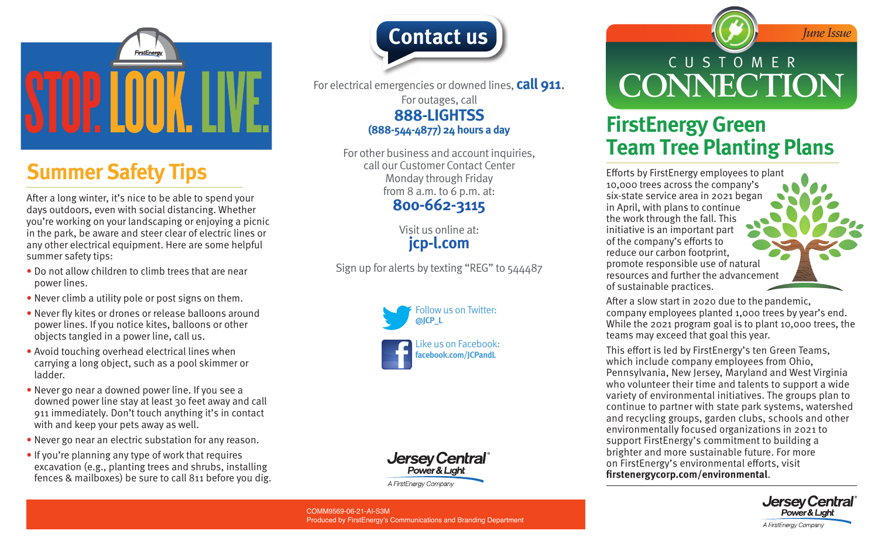# STOP. LOOK. LIVE.

## Summer Safety Tips

After a long winter, it's nice to be able to spend your days outdoors, even with social distancing. Whether you're working on your landscaping or enjoying a picnic in the park, be aware and steer clear of electric lines or any other electrical equipment. Here are some helpful summer safety tips:

- Do not allow children to climb trees that are near power lines.
- Never climb a utility pole or post signs on them.
- Never fly kites or drones or release balloons around power lines. If you notice kites, balloons or other objects tangled in a power line, call us.
- Avoid touching overhead electrical lines when carrying a long object, such as a pool skimmer or ladder.
- Never go near a downed power line. If you see a downed power line stay at least 30 feet away and call 911 immediately. Don't touch anything it's in contact with and keep your pets away as well.
- Never go near an electric substation for any reason.
- If you're planning any type of work that requires excavation (e.g., planting trees and shrubs, installing fences & mailboxes) be sure to call 811 before you dig.

## Contact us

For electrical emergencies or downed lines, **call 911**.

For outages, call
**888-LIGHTSS**
**(888-544-4877) 24 hours a day**

For other business and account inquiries, call our Customer Contact Center Monday through Friday from 8 a.m. to 6 p.m. at:
**800-662-3115**

Visit us online at:
**jcp-l.com**

Sign up for alerts by texting "REG" to 544487

Follow us on Twitter:
**@JCP_L**

Like us on Facebook:
**facebook.com/JCPandL**

Jersey Central Power & Light
*A FirstEnergy Company*

COMM9569-06-21-AI-S3M
Produced by FirstEnergy's Communications and Branding Department

*June Issue*

# CUSTOMER CONNECTION

## FirstEnergy Green Team Tree Planting Plans

Efforts by FirstEnergy employees to plant 10,000 trees across the company's six-state service area in 2021 began in April, with plans to continue the work through the fall. This initiative is an important part of the company's efforts to reduce our carbon footprint, promote responsible use of natural resources and further the advancement of sustainable practices.

After a slow start in 2020 due to the pandemic, company employees planted 1,000 trees by year's end. While the 2021 program goal is to plant 10,000 trees, the teams may exceed that goal this year.

This effort is led by FirstEnergy's ten Green Teams, which include company employees from Ohio, Pennsylvania, New Jersey, Maryland and West Virginia who volunteer their time and talents to support a wide variety of environmental initiatives. The groups plan to continue to partner with state park systems, watershed and recycling groups, garden clubs, schools and other environmentally focused organizations in 2021 to support FirstEnergy's commitment to building a brighter and more sustainable future. For more on FirstEnergy's environmental efforts, visit **firstenergycorp.com/environmental**.

Jersey Central Power & Light
*A FirstEnergy Company*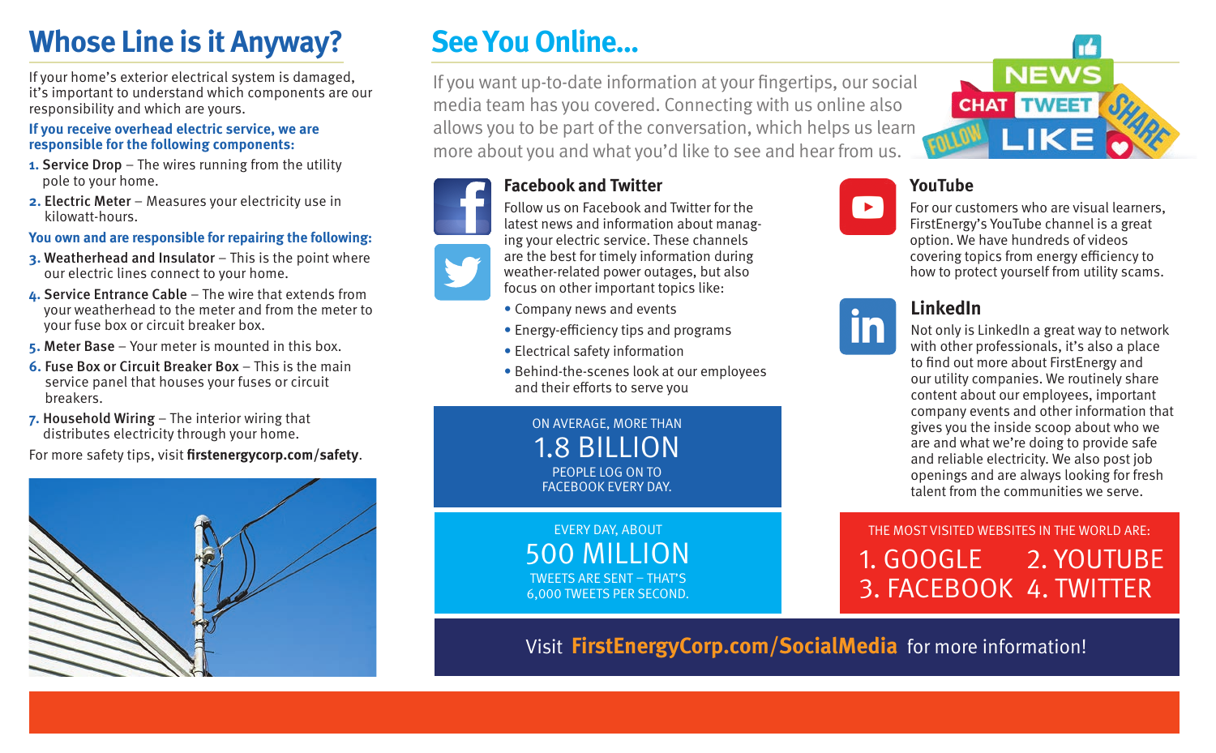## Whose Line is it Anyway?

If your home's exterior electrical system is damaged, it's important to understand which components are our responsibility and which are yours.

**If you receive overhead electric service, we are responsible for the following components:**

1. **Service Drop** – The wires running from the utility pole to your home.
2. **Electric Meter** – Measures your electricity use in kilowatt-hours.

**You own and are responsible for repairing the following:**

3. **Weatherhead and Insulator** – This is the point where our electric lines connect to your home.
4. **Service Entrance Cable** – The wire that extends from your weatherhead to the meter and from the meter to your fuse box or circuit breaker box.
5. **Meter Base** – Your meter is mounted in this box.
6. **Fuse Box or Circuit Breaker Box** – This is the main service panel that houses your fuses or circuit breakers.
7. **Household Wiring** – The interior wiring that distributes electricity through your home.

For more safety tips, visit **firstenergycorp.com/safety**.

## See You Online...

If you want up-to-date information at your fingertips, our social media team has you covered. Connecting with us online also allows you to be part of the conversation, which helps us learn more about you and what you'd like to see and hear from us.

### Facebook and Twitter

Follow us on Facebook and Twitter for the latest news and information about managing your electric service. These channels are the best for timely information during weather-related power outages, but also focus on other important topics like:

- Company news and events
- Energy-efficiency tips and programs
- Electrical safety information
- Behind-the-scenes look at our employees and their efforts to serve you

ON AVERAGE, MORE THAN
1.8 BILLION
PEOPLE LOG ON TO FACEBOOK EVERY DAY.

EVERY DAY, ABOUT
500 MILLION
TWEETS ARE SENT – THAT'S 6,000 TWEETS PER SECOND.

### YouTube

For our customers who are visual learners, FirstEnergy's YouTube channel is a great option. We have hundreds of videos covering topics from energy efficiency to how to protect yourself from utility scams.

### LinkedIn

Not only is LinkedIn a great way to network with other professionals, it's also a place to find out more about FirstEnergy and our utility companies. We routinely share content about our employees, important company events and other information that gives you the inside scoop about who we are and what we're doing to provide safe and reliable electricity. We also post job openings and are always looking for fresh talent from the communities we serve.

THE MOST VISITED WEBSITES IN THE WORLD ARE:
1. GOOGLE 2. YOUTUBE
3. FACEBOOK 4. TWITTER

Visit **FirstEnergyCorp.com/SocialMedia** for more information!